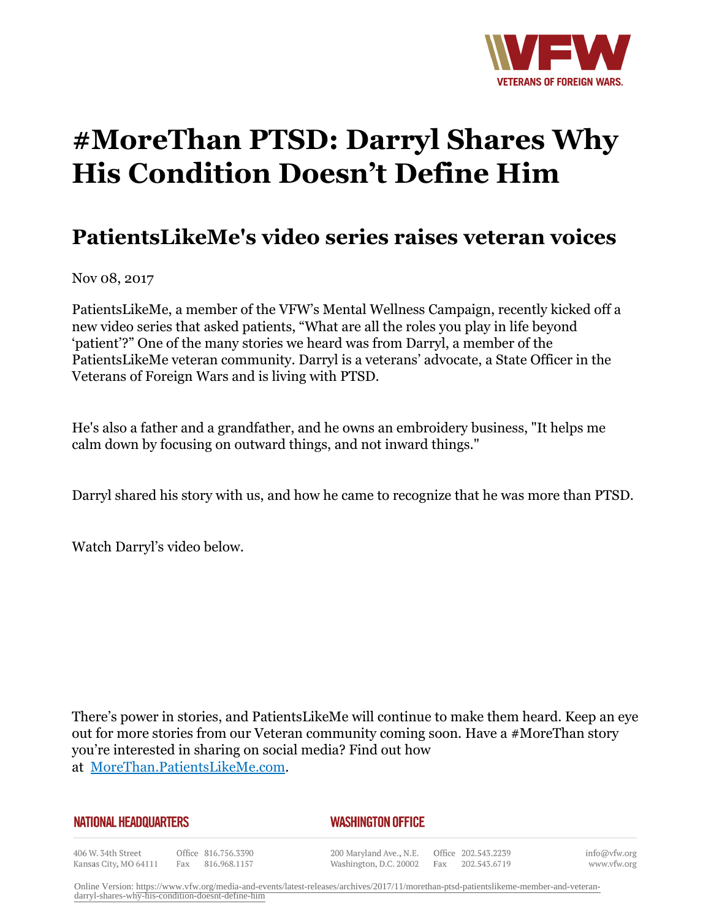# #MoreThan PTSD: Darryl Shares Why His Condition Doesn't Define Him

## PatientsLikeMe's video series raises veteran voices

Nov 08, 2017

PatientsLikeMe, a member of the VFW's Mental Wellness Campaign, recently kicked off a new video series that asked patients, "What are all the roles you play in life beyond 'patient'?" One of the many stories we heard was from Darryl, a member of the PatientsLikeMe veteran community. Darryl is a veterans' advocate, a State Officer in the Veterans of Foreign Wars and is living with PTSD.

He's also a father and a grandfather, and he owns an embroidery business, "It helps me calm down by focusing on outward things, and not inward things."

Darryl shared his story with us, and how he came to recognize that he was more than PTSD.

Watch Darryl's video below.

There's power in stories, and PatientsLikeMe will continue to make them heard. Keep an eye out for more stories from our Veteran community coming soon. Have a #MoreThan story you're interested in sharing on social media? Find out how at [MoreThan.PatientsLikeMe.com](MoreThan.PatientsLikeMe.com).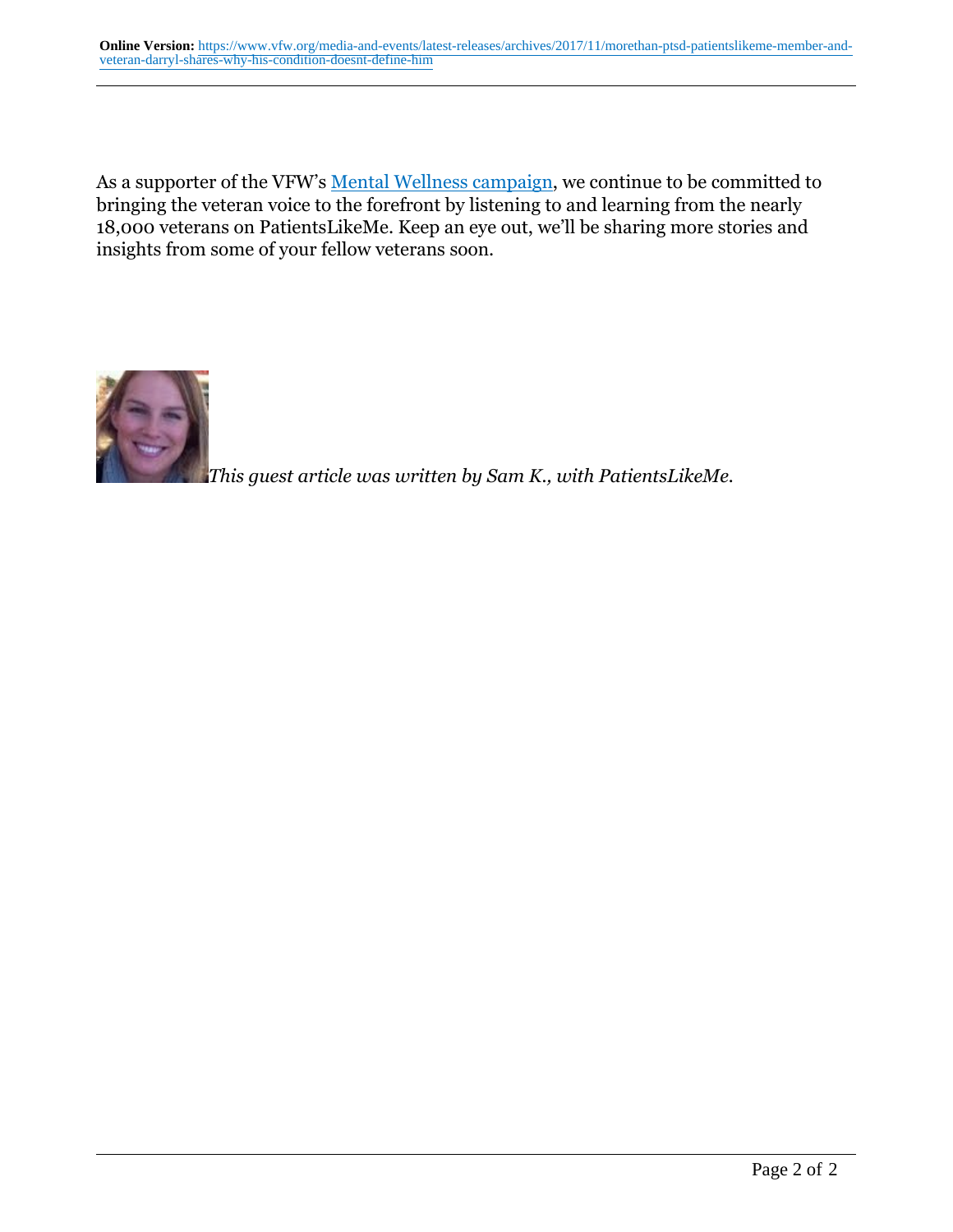As a supporter of the VFW's Mental Wellness campaign, we continue to be committed to bringing the veteran voice to the forefront by listening to and learning from the nearly 18,000 veterans on PatientsLikeMe. Keep an eye out, we'll be sharing more stories and insights from some of your fellow veterans soon.

*This guest article was written by Sam K., with PatientsLikeMe.*